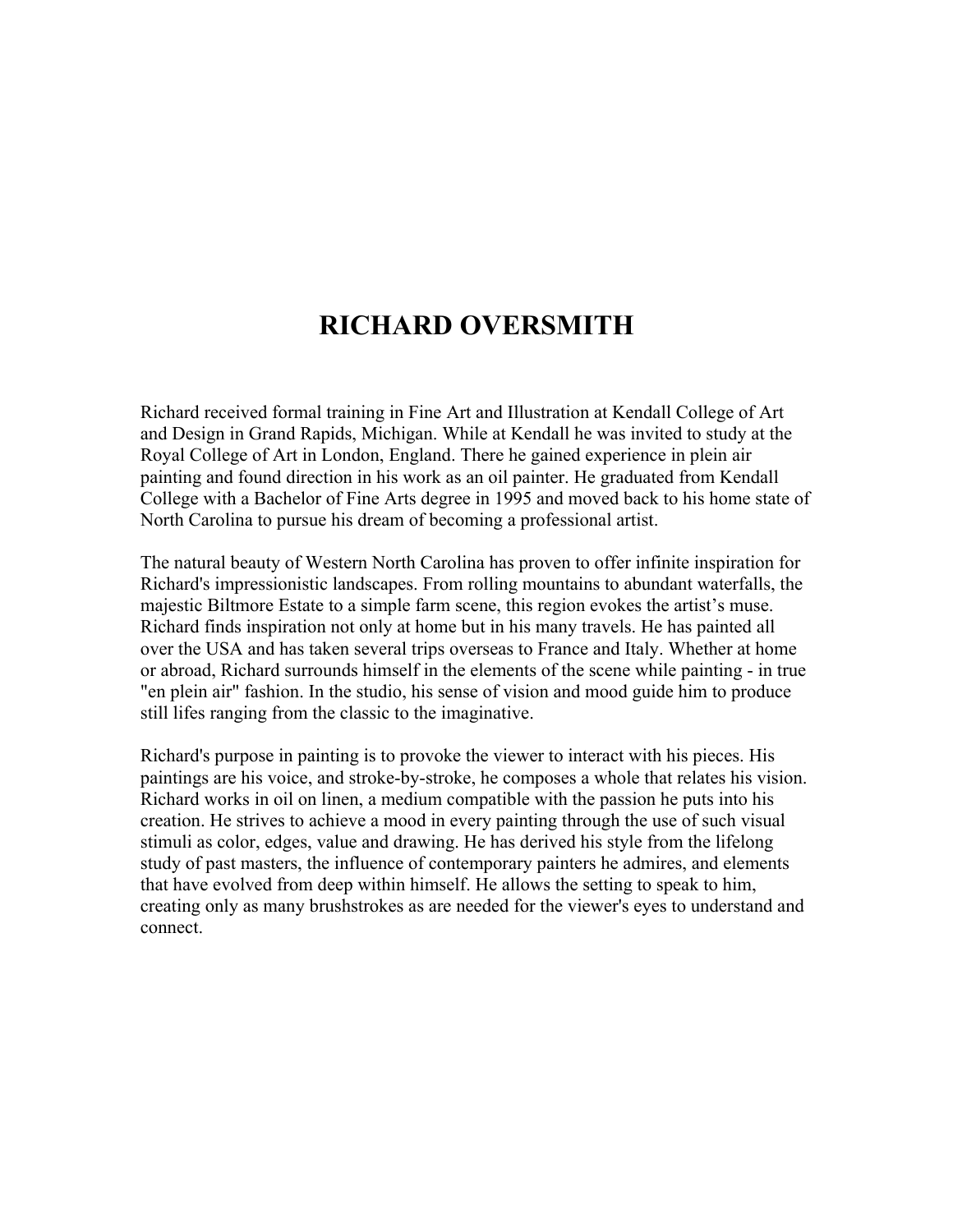# RICHARD OVERSMITH

Richard received formal training in Fine Art and Illustration at Kendall College of Art and Design in Grand Rapids, Michigan. While at Kendall he was invited to study at the Royal College of Art in London, England. There he gained experience in plein air painting and found direction in his work as an oil painter. He graduated from Kendall College with a Bachelor of Fine Arts degree in 1995 and moved back to his home state of North Carolina to pursue his dream of becoming a professional artist.

The natural beauty of Western North Carolina has proven to offer infinite inspiration for Richard's impressionistic landscapes. From rolling mountains to abundant waterfalls, the majestic Biltmore Estate to a simple farm scene, this region evokes the artist's muse. Richard finds inspiration not only at home but in his many travels. He has painted all over the USA and has taken several trips overseas to France and Italy. Whether at home or abroad, Richard surrounds himself in the elements of the scene while painting - in true "en plein air" fashion. In the studio, his sense of vision and mood guide him to produce still lifes ranging from the classic to the imaginative.

Richard's purpose in painting is to provoke the viewer to interact with his pieces. His paintings are his voice, and stroke-by-stroke, he composes a whole that relates his vision. Richard works in oil on linen, a medium compatible with the passion he puts into his creation. He strives to achieve a mood in every painting through the use of such visual stimuli as color, edges, value and drawing. He has derived his style from the lifelong study of past masters, the influence of contemporary painters he admires, and elements that have evolved from deep within himself. He allows the setting to speak to him, creating only as many brushstrokes as are needed for the viewer's eyes to understand and connect.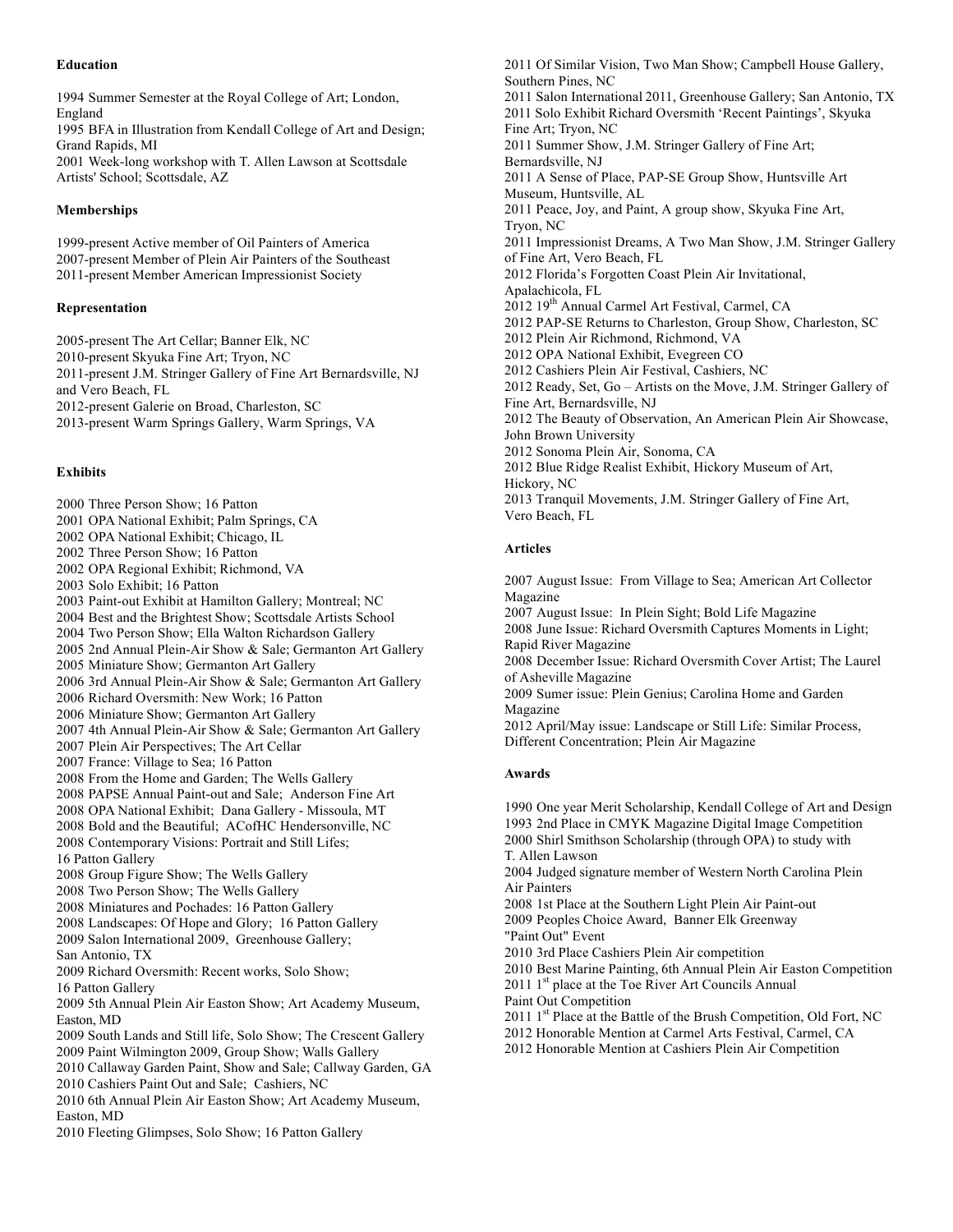## Education

1994 Summer Semester at the Royal College of Art; London, England
1995 BFA in Illustration from Kendall College of Art and Design; Grand Rapids, MI
2001 Week-long workshop with T. Allen Lawson at Scottsdale Artists' School; Scottsdale, AZ

## Memberships

1999-present Active member of Oil Painters of America
2007-present Member of Plein Air Painters of the Southeast
2011-present Member American Impressionist Society

## Representation

2005-present The Art Cellar; Banner Elk, NC
2010-present Skyuka Fine Art; Tryon, NC
2011-present J.M. Stringer Gallery of Fine Art Bernardsville, NJ and Vero Beach, FL
2012-present Galerie on Broad, Charleston, SC
2013-present Warm Springs Gallery, Warm Springs, VA

## Exhibits

2000 Three Person Show; 16 Patton
2001 OPA National Exhibit; Palm Springs, CA
2002 OPA National Exhibit; Chicago, IL
2002 Three Person Show; 16 Patton
2002 OPA Regional Exhibit; Richmond, VA
2003 Solo Exhibit; 16 Patton
2003 Paint-out Exhibit at Hamilton Gallery; Montreal; NC
2004 Best and the Brightest Show; Scottsdale Artists School
2004 Two Person Show; Ella Walton Richardson Gallery
2005 2nd Annual Plein-Air Show & Sale; Germanton Art Gallery
2005 Miniature Show; Germanton Art Gallery
2006 3rd Annual Plein-Air Show & Sale; Germanton Art Gallery
2006 Richard Oversmith: New Work; 16 Patton
2006 Miniature Show; Germanton Art Gallery
2007 4th Annual Plein-Air Show & Sale; Germanton Art Gallery
2007 Plein Air Perspectives; The Art Cellar
2007 France: Village to Sea; 16 Patton
2008 From the Home and Garden; The Wells Gallery
2008 PAPSE Annual Paint-out and Sale; Anderson Fine Art
2008 OPA National Exhibit; Dana Gallery - Missoula, MT
2008 Bold and the Beautiful; ACofHC Hendersonville, NC
2008 Contemporary Visions: Portrait and Still Lifes; 16 Patton Gallery
2008 Group Figure Show; The Wells Gallery
2008 Two Person Show; The Wells Gallery
2008 Miniatures and Pochades: 16 Patton Gallery
2008 Landscapes: Of Hope and Glory; 16 Patton Gallery
2009 Salon International 2009, Greenhouse Gallery; San Antonio, TX
2009 Richard Oversmith: Recent works, Solo Show; 16 Patton Gallery
2009 5th Annual Plein Air Easton Show; Art Academy Museum, Easton, MD
2009 South Lands and Still life, Solo Show; The Crescent Gallery
2009 Paint Wilmington 2009, Group Show; Walls Gallery
2010 Callaway Garden Paint, Show and Sale; Callway Garden, GA
2010 Cashiers Paint Out and Sale; Cashiers, NC
2010 6th Annual Plein Air Easton Show; Art Academy Museum, Easton, MD
2010 Fleeting Glimpses, Solo Show; 16 Patton Gallery
2011 Of Similar Vision, Two Man Show; Campbell House Gallery, Southern Pines, NC
2011 Salon International 2011, Greenhouse Gallery; San Antonio, TX
2011 Solo Exhibit Richard Oversmith 'Recent Paintings', Skyuka Fine Art; Tryon, NC
2011 Summer Show, J.M. Stringer Gallery of Fine Art; Bernardsville, NJ
2011 A Sense of Place, PAP-SE Group Show, Huntsville Art Museum, Huntsville, AL
2011 Peace, Joy, and Paint, A group show, Skyuka Fine Art, Tryon, NC
2011 Impressionist Dreams, A Two Man Show, J.M. Stringer Gallery of Fine Art, Vero Beach, FL
2012 Florida's Forgotten Coast Plein Air Invitational, Apalachicola, FL
2012 19th Annual Carmel Art Festival, Carmel, CA
2012 PAP-SE Returns to Charleston, Group Show, Charleston, SC
2012 Plein Air Richmond, Richmond, VA
2012 OPA National Exhibit, Evegreen CO
2012 Cashiers Plein Air Festival, Cashiers, NC
2012 Ready, Set, Go – Artists on the Move, J.M. Stringer Gallery of Fine Art, Bernardsville, NJ
2012 The Beauty of Observation, An American Plein Air Showcase, John Brown University
2012 Sonoma Plein Air, Sonoma, CA
2012 Blue Ridge Realist Exhibit, Hickory Museum of Art, Hickory, NC
2013 Tranquil Movements, J.M. Stringer Gallery of Fine Art, Vero Beach, FL

## Articles

2007 August Issue: From Village to Sea; American Art Collector Magazine
2007 August Issue: In Plein Sight; Bold Life Magazine
2008 June Issue: Richard Oversmith Captures Moments in Light; Rapid River Magazine
2008 December Issue: Richard Oversmith Cover Artist; The Laurel of Asheville Magazine
2009 Sumer issue: Plein Genius; Carolina Home and Garden Magazine
2012 April/May issue: Landscape or Still Life: Similar Process, Different Concentration; Plein Air Magazine

## Awards

1990 One year Merit Scholarship, Kendall College of Art and Design
1993 2nd Place in CMYK Magazine Digital Image Competition
2000 Shirl Smithson Scholarship (through OPA) to study with T. Allen Lawson
2004 Judged signature member of Western North Carolina Plein Air Painters
2008 1st Place at the Southern Light Plein Air Paint-out
2009 Peoples Choice Award, Banner Elk Greenway "Paint Out" Event
2010 3rd Place Cashiers Plein Air competition
2010 Best Marine Painting, 6th Annual Plein Air Easton Competition
2011 1st place at the Toe River Art Councils Annual Paint Out Competition
2011 1st Place at the Battle of the Brush Competition, Old Fort, NC
2012 Honorable Mention at Carmel Arts Festival, Carmel, CA
2012 Honorable Mention at Cashiers Plein Air Competition